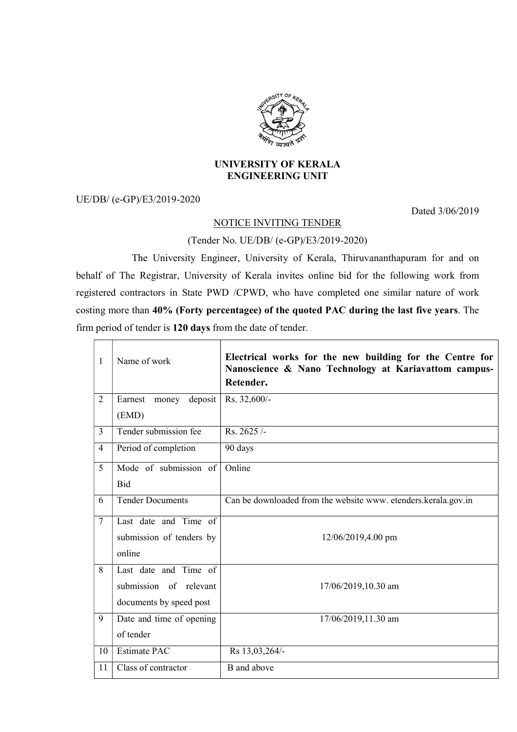# UNIVERSITY OF KERALA
## ENGINEERING UNIT

UE/DB/ (e-GP)/E3/2019-2020

Dated 3/06/2019

NOTICE INVITING TENDER

(Tender No. UE/DB/ (e-GP)/E3/2019-2020)

The University Engineer, University of Kerala, Thiruvananthapuram for and on behalf of The Registrar, University of Kerala invites online bid for the following work from registered contractors in State PWD /CPWD, who have completed one similar nature of work costing more than **40% (Forty percentagee) of the quoted PAC during the last five years**. The firm period of tender is **120 days** from the date of tender.

| | | |
|---|---|---|
| 1 | Name of work | **Electrical works for the new building for the Centre for Nanoscience & Nano Technology at Kariavattom campus-Retender.** |
| 2 | Earnest money deposit (EMD) | Rs. 32,600/- |
| 3 | Tender submission fee | Rs. 2625 /- |
| 4 | Period of completion | 90 days |
| 5 | Mode of submission of Bid | Online |
| 6 | Tender Documents | Can be downloaded from the website www. etenders.kerala.gov.in |
| 7 | Last date and Time of submission of tenders by online | 12/06/2019,4.00 pm |
| 8 | Last date and Time of submission of relevant documents by speed post | 17/06/2019,10.30 am |
| 9 | Date and time of opening of tender | 17/06/2019,11.30 am |
| 10 | Estimate PAC | Rs 13,03,264/- |
| 11 | Class of contractor | B and above |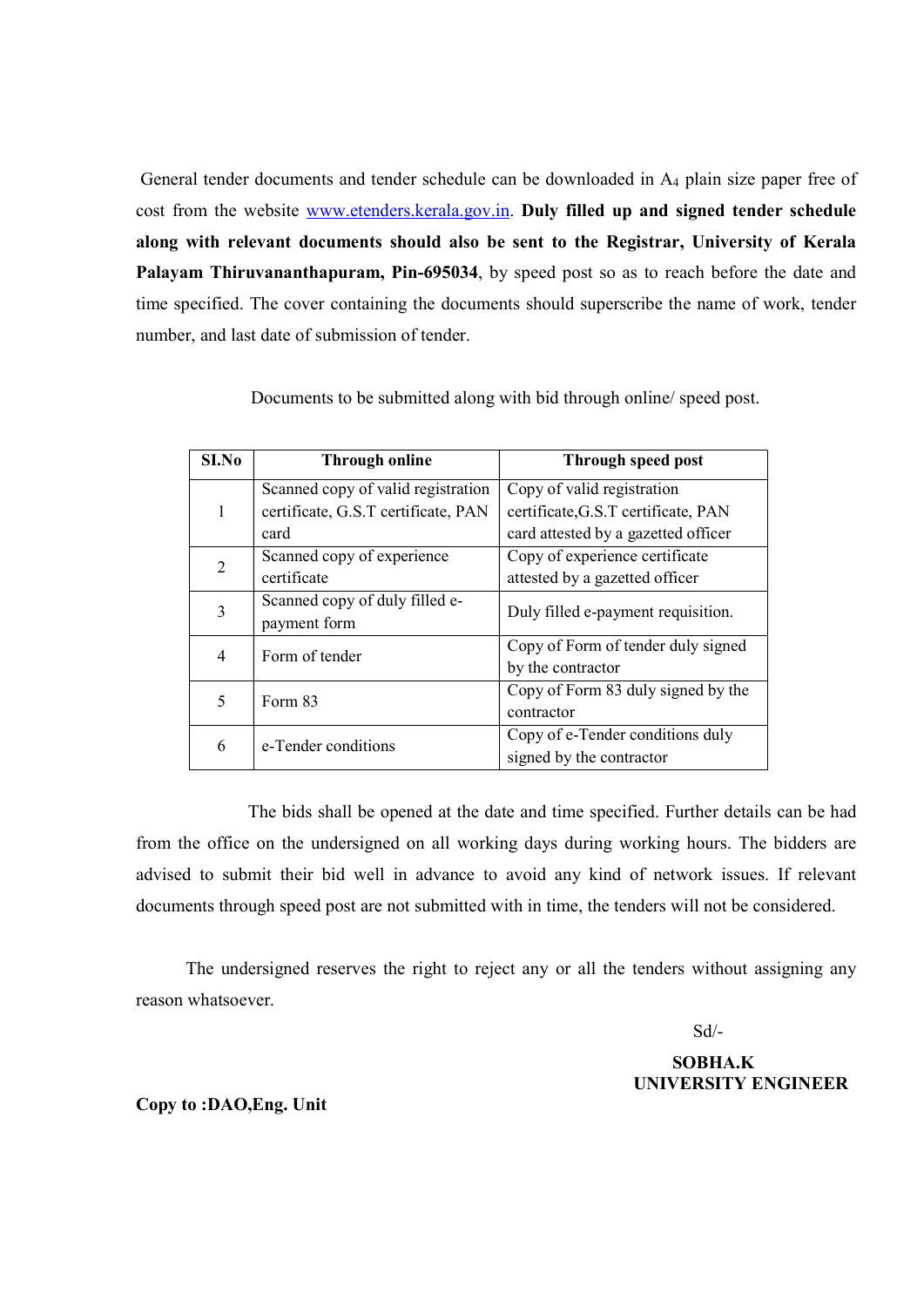General tender documents and tender schedule can be downloaded in $A_4$ plain size paper free of cost from the website www.etenders.kerala.gov.in. **Duly filled up and signed tender schedule along with relevant documents should also be sent to the Registrar, University of Kerala Palayam Thiruvananthapuram, Pin-695034**, by speed post so as to reach before the date and time specified. The cover containing the documents should superscribe the name of work, tender number, and last date of submission of tender.

Documents to be submitted along with bid through online/ speed post.

| SI.No | Through online | Through speed post |
|---|---|---|
| 1 | Scanned copy of valid registration certificate, G.S.T certificate, PAN card | Copy of valid registration certificate,G.S.T certificate, PAN card attested by a gazetted officer |
| 2 | Scanned copy of experience certificate | Copy of experience certificate attested by a gazetted officer |
| 3 | Scanned copy of duly filled e-payment form | Duly filled e-payment requisition. |
| 4 | Form of tender | Copy of Form of tender duly signed by the contractor |
| 5 | Form 83 | Copy of Form 83 duly signed by the contractor |
| 6 | e-Tender conditions | Copy of e-Tender conditions duly signed by the contractor |

The bids shall be opened at the date and time specified. Further details can be had from the office on the undersigned on all working days during working hours. The bidders are advised to submit their bid well in advance to avoid any kind of network issues. If relevant documents through speed post are not submitted with in time, the tenders will not be considered.

The undersigned reserves the right to reject any or all the tenders without assigning any reason whatsoever.

Sd/-

**SOBHA.K**
**UNIVERSITY ENGINEER**

**Copy to :DAO,Eng. Unit**